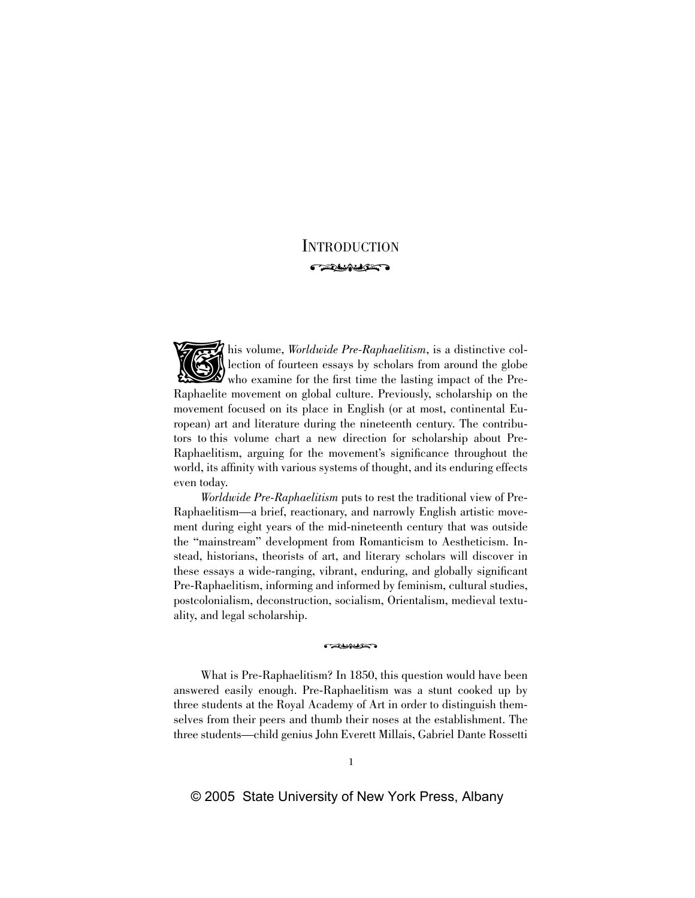# Introduction

This volume, *Worldwide Pre-Raphaelitism*, is a distinctive collection of fourteen essays by scholars from around the globe who examine for the first time the lasting impact of the Pre-Raphaelite movement on global culture. Previously, scholarship on the movement focused on its place in English (or at most, continental European) art and literature during the nineteenth century. The contributors to this volume chart a new direction for scholarship about Pre-Raphaelitism, arguing for the movement's significance throughout the world, its affinity with various systems of thought, and its enduring effects even today.

*Worldwide Pre-Raphaelitism* puts to rest the traditional view of Pre-Raphaelitism—a brief, reactionary, and narrowly English artistic movement during eight years of the mid-nineteenth century that was outside the "mainstream" development from Romanticism to Aestheticism. Instead, historians, theorists of art, and literary scholars will discover in these essays a wide-ranging, vibrant, enduring, and globally significant Pre-Raphaelitism, informing and informed by feminism, cultural studies, postcolonialism, deconstruction, socialism, Orientalism, medieval textuality, and legal scholarship.

What is Pre-Raphaelitism? In 1850, this question would have been answered easily enough. Pre-Raphaelitism was a stunt cooked up by three students at the Royal Academy of Art in order to distinguish themselves from their peers and thumb their noses at the establishment. The three students—child genius John Everett Millais, Gabriel Dante Rossetti

© 2005 State University of New York Press, Albany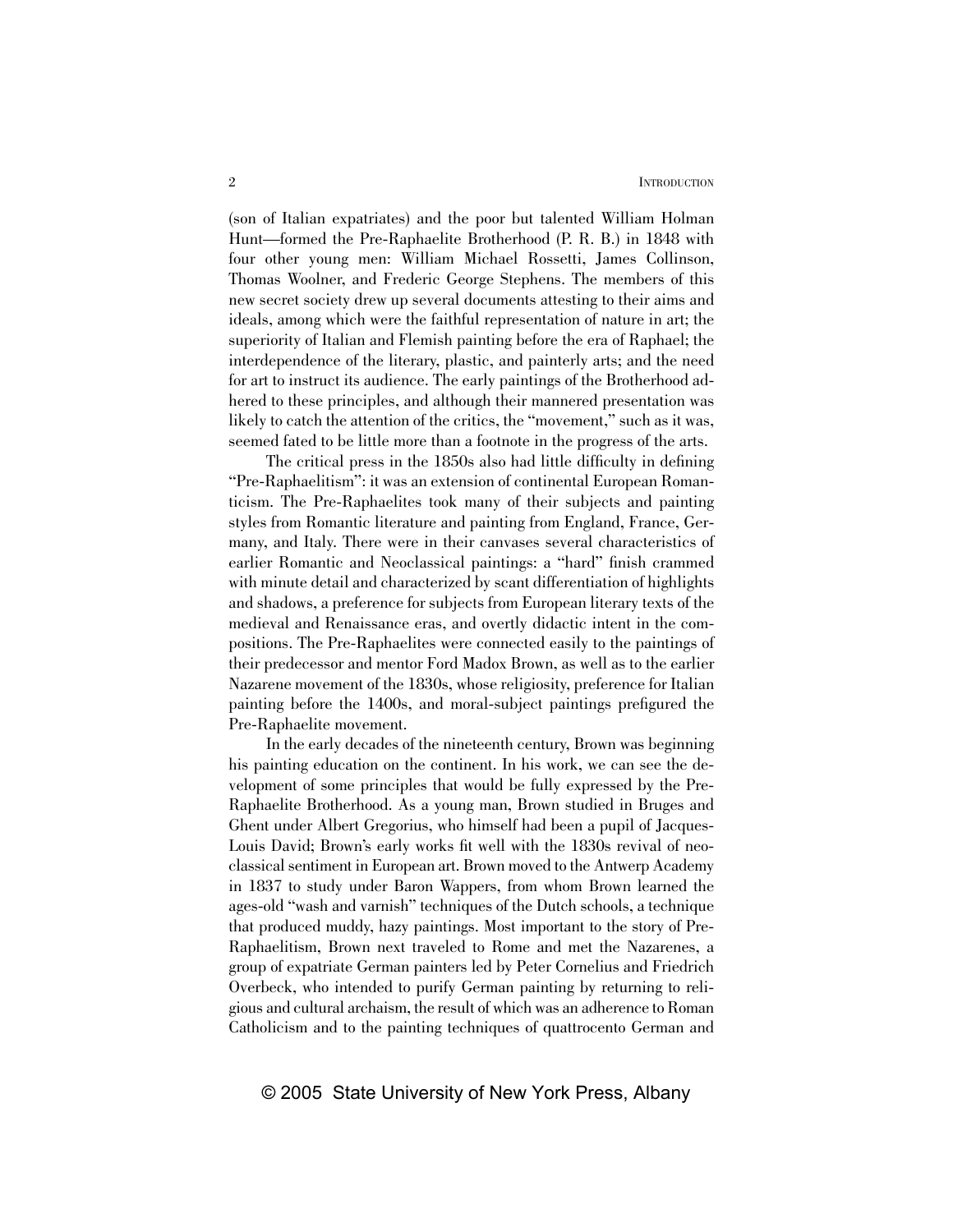(son of Italian expatriates) and the poor but talented William Holman Hunt—formed the Pre-Raphaelite Brotherhood (P. R. B.) in 1848 with four other young men: William Michael Rossetti, James Collinson, Thomas Woolner, and Frederic George Stephens. The members of this new secret society drew up several documents attesting to their aims and ideals, among which were the faithful representation of nature in art; the superiority of Italian and Flemish painting before the era of Raphael; the interdependence of the literary, plastic, and painterly arts; and the need for art to instruct its audience. The early paintings of the Brotherhood adhered to these principles, and although their mannered presentation was likely to catch the attention of the critics, the "movement," such as it was, seemed fated to be little more than a footnote in the progress of the arts.

The critical press in the 1850s also had little difficulty in defining "Pre-Raphaelitism": it was an extension of continental European Romanticism. The Pre-Raphaelites took many of their subjects and painting styles from Romantic literature and painting from England, France, Germany, and Italy. There were in their canvases several characteristics of earlier Romantic and Neoclassical paintings: a "hard" finish crammed with minute detail and characterized by scant differentiation of highlights and shadows, a preference for subjects from European literary texts of the medieval and Renaissance eras, and overtly didactic intent in the compositions. The Pre-Raphaelites were connected easily to the paintings of their predecessor and mentor Ford Madox Brown, as well as to the earlier Nazarene movement of the 1830s, whose religiosity, preference for Italian painting before the 1400s, and moral-subject paintings prefigured the Pre-Raphaelite movement.

In the early decades of the nineteenth century, Brown was beginning his painting education on the continent. In his work, we can see the development of some principles that would be fully expressed by the Pre-Raphaelite Brotherhood. As a young man, Brown studied in Bruges and Ghent under Albert Gregorius, who himself had been a pupil of Jacques-Louis David; Brown's early works fit well with the 1830s revival of neoclassical sentiment in European art. Brown moved to the Antwerp Academy in 1837 to study under Baron Wappers, from whom Brown learned the ages-old "wash and varnish" techniques of the Dutch schools, a technique that produced muddy, hazy paintings. Most important to the story of Pre-Raphaelitism, Brown next traveled to Rome and met the Nazarenes, a group of expatriate German painters led by Peter Cornelius and Friedrich Overbeck, who intended to purify German painting by returning to religious and cultural archaism, the result of which was an adherence to Roman Catholicism and to the painting techniques of quattrocento German and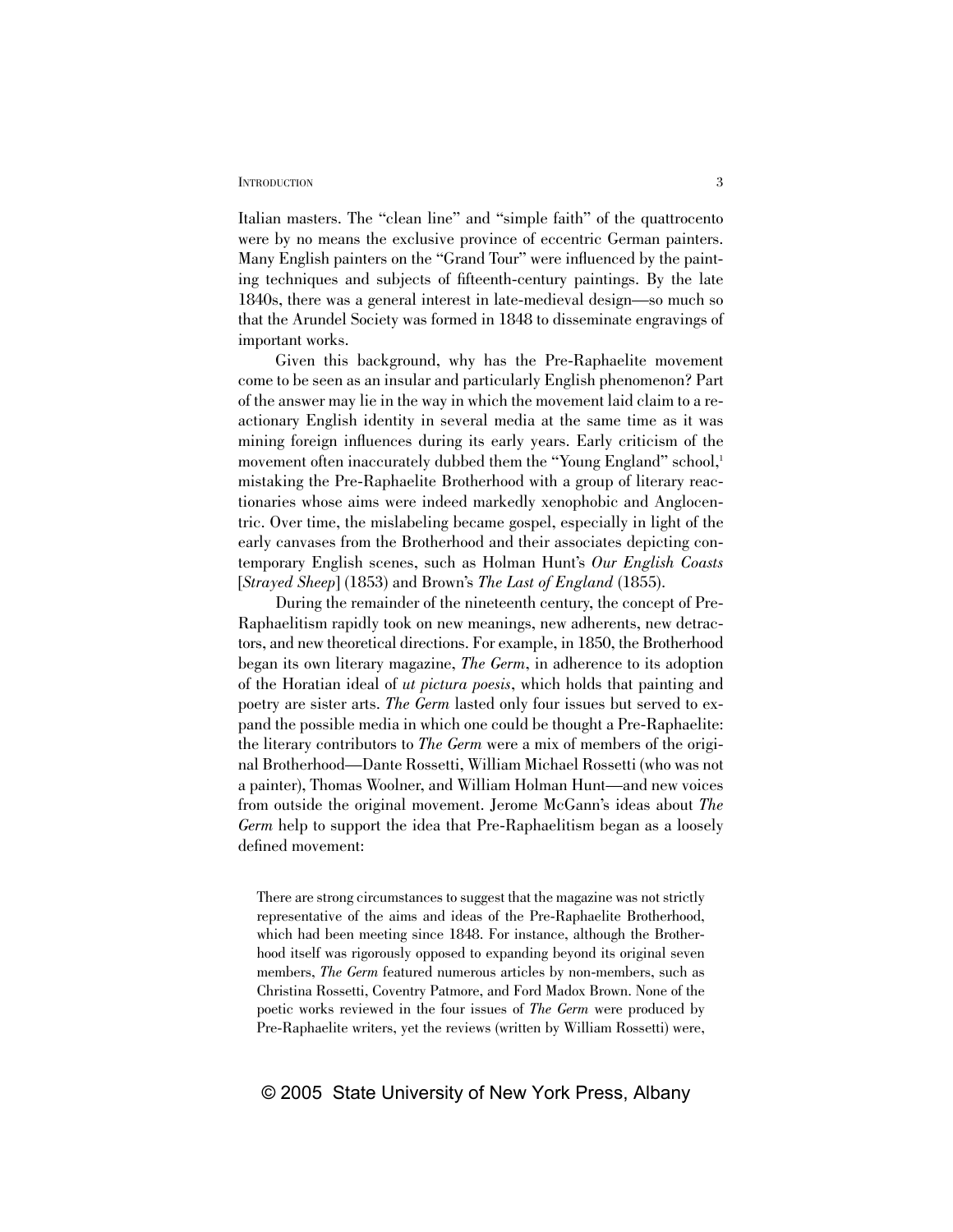Italian masters. The "clean line" and "simple faith" of the quattrocento were by no means the exclusive province of eccentric German painters. Many English painters on the "Grand Tour" were influenced by the painting techniques and subjects of fifteenth-century paintings. By the late 1840s, there was a general interest in late-medieval design—so much so that the Arundel Society was formed in 1848 to disseminate engravings of important works.

Given this background, why has the Pre-Raphaelite movement come to be seen as an insular and particularly English phenomenon? Part of the answer may lie in the way in which the movement laid claim to a reactionary English identity in several media at the same time as it was mining foreign influences during its early years. Early criticism of the movement often inaccurately dubbed them the "Young England" school,[1] mistaking the Pre-Raphaelite Brotherhood with a group of literary reactionaries whose aims were indeed markedly xenophobic and Anglocentric. Over time, the mislabeling became gospel, especially in light of the early canvases from the Brotherhood and their associates depicting contemporary English scenes, such as Holman Hunt's *Our English Coasts* [*Strayed Sheep*] (1853) and Brown's *The Last of England* (1855).

During the remainder of the nineteenth century, the concept of Pre-Raphaelitism rapidly took on new meanings, new adherents, new detractors, and new theoretical directions. For example, in 1850, the Brotherhood began its own literary magazine, *The Germ*, in adherence to its adoption of the Horatian ideal of *ut pictura poesis*, which holds that painting and poetry are sister arts. *The Germ* lasted only four issues but served to expand the possible media in which one could be thought a Pre-Raphaelite: the literary contributors to *The Germ* were a mix of members of the original Brotherhood—Dante Rossetti, William Michael Rossetti (who was not a painter), Thomas Woolner, and William Holman Hunt—and new voices from outside the original movement. Jerome McGann's ideas about *The Germ* help to support the idea that Pre-Raphaelitism began as a loosely defined movement:

> There are strong circumstances to suggest that the magazine was not strictly representative of the aims and ideas of the Pre-Raphaelite Brotherhood, which had been meeting since 1848. For instance, although the Brotherhood itself was rigorously opposed to expanding beyond its original seven members, *The Germ* featured numerous articles by non-members, such as Christina Rossetti, Coventry Patmore, and Ford Madox Brown. None of the poetic works reviewed in the four issues of *The Germ* were produced by Pre-Raphaelite writers, yet the reviews (written by William Rossetti) were,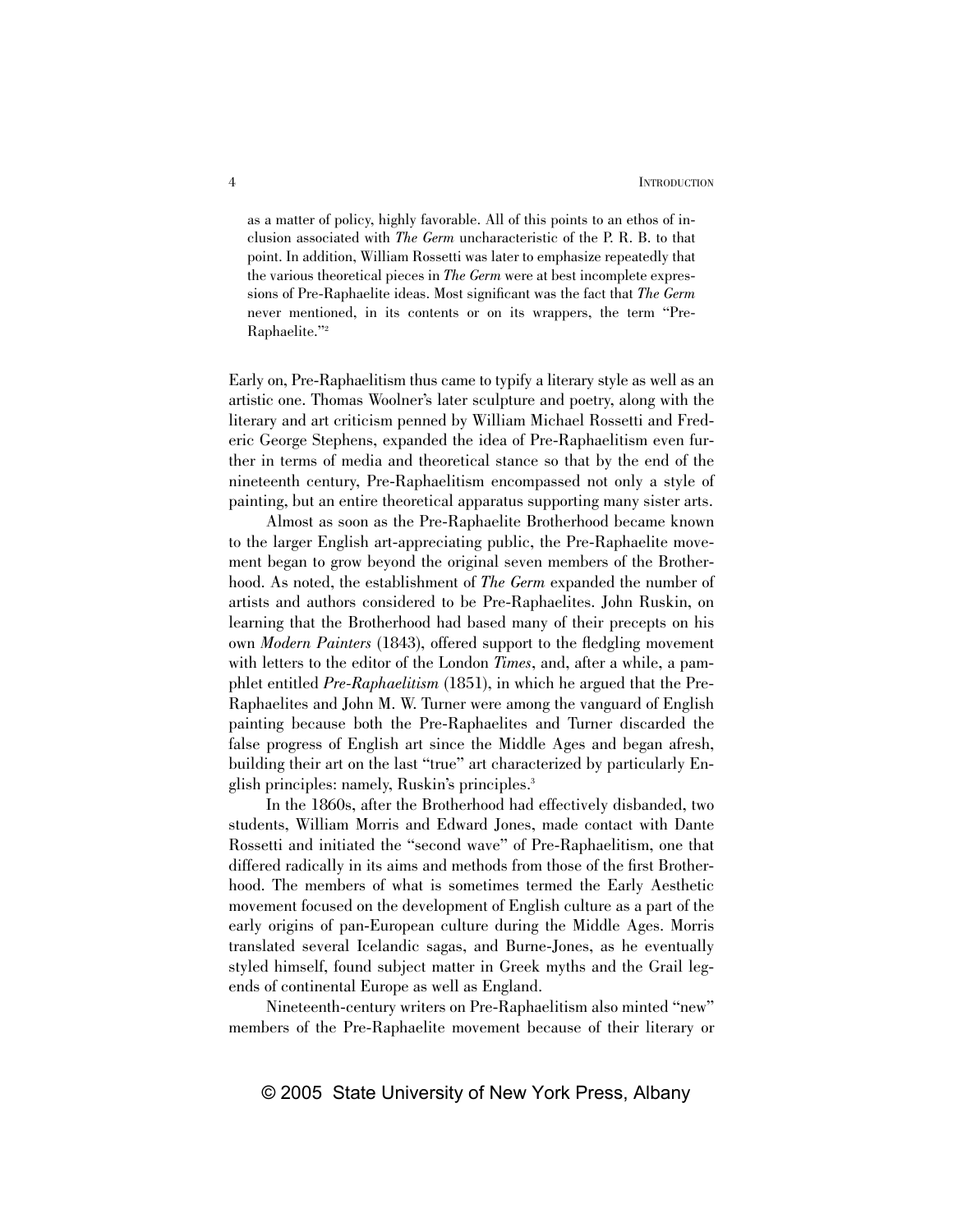> as a matter of policy, highly favorable. All of this points to an ethos of inclusion associated with *The Germ* uncharacteristic of the P. R. B. to that point. In addition, William Rossetti was later to emphasize repeatedly that the various theoretical pieces in *The Germ* were at best incomplete expressions of Pre-Raphaelite ideas. Most significant was the fact that *The Germ* never mentioned, in its contents or on its wrappers, the term "Pre-Raphaelite."[2]

Early on, Pre-Raphaelitism thus came to typify a literary style as well as an artistic one. Thomas Woolner's later sculpture and poetry, along with the literary and art criticism penned by William Michael Rossetti and Frederic George Stephens, expanded the idea of Pre-Raphaelitism even further in terms of media and theoretical stance so that by the end of the nineteenth century, Pre-Raphaelitism encompassed not only a style of painting, but an entire theoretical apparatus supporting many sister arts.

Almost as soon as the Pre-Raphaelite Brotherhood became known to the larger English art-appreciating public, the Pre-Raphaelite movement began to grow beyond the original seven members of the Brotherhood. As noted, the establishment of *The Germ* expanded the number of artists and authors considered to be Pre-Raphaelites. John Ruskin, on learning that the Brotherhood had based many of their precepts on his own *Modern Painters* (1843), offered support to the fledgling movement with letters to the editor of the London *Times*, and, after a while, a pamphlet entitled *Pre-Raphaelitism* (1851), in which he argued that the Pre-Raphaelites and John M. W. Turner were among the vanguard of English painting because both the Pre-Raphaelites and Turner discarded the false progress of English art since the Middle Ages and began afresh, building their art on the last "true" art characterized by particularly English principles: namely, Ruskin's principles.[3]

In the 1860s, after the Brotherhood had effectively disbanded, two students, William Morris and Edward Jones, made contact with Dante Rossetti and initiated the "second wave" of Pre-Raphaelitism, one that differed radically in its aims and methods from those of the first Brotherhood. The members of what is sometimes termed the Early Aesthetic movement focused on the development of English culture as a part of the early origins of pan-European culture during the Middle Ages. Morris translated several Icelandic sagas, and Burne-Jones, as he eventually styled himself, found subject matter in Greek myths and the Grail legends of continental Europe as well as England.

Nineteenth-century writers on Pre-Raphaelitism also minted "new" members of the Pre-Raphaelite movement because of their literary or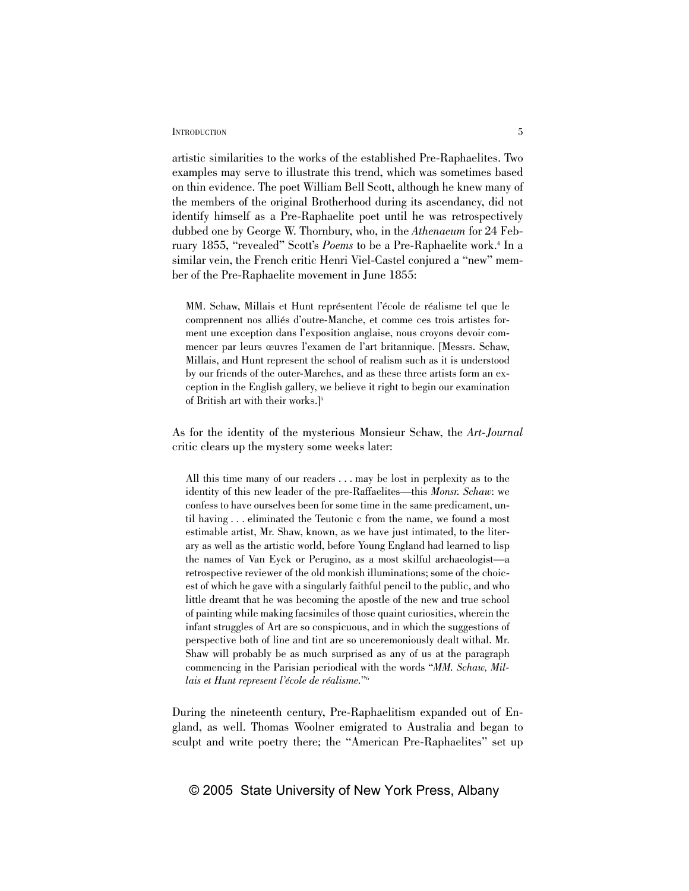artistic similarities to the works of the established Pre-Raphaelites. Two examples may serve to illustrate this trend, which was sometimes based on thin evidence. The poet William Bell Scott, although he knew many of the members of the original Brotherhood during its ascendancy, did not identify himself as a Pre-Raphaelite poet until he was retrospectively dubbed one by George W. Thornbury, who, in the *Athenaeum* for 24 February 1855, "revealed" Scott's *Poems* to be a Pre-Raphaelite work.[4] In a similar vein, the French critic Henri Viel-Castel conjured a "new" member of the Pre-Raphaelite movement in June 1855:

> MM. Schaw, Millais et Hunt représentent l'école de réalisme tel que le comprennent nos alliés d'outre-Manche, et comme ces trois artistes forment une exception dans l'exposition anglaise, nous croyons devoir commencer par leurs œuvres l'examen de l'art britannique. [Messrs. Schaw, Millais, and Hunt represent the school of realism such as it is understood by our friends of the outer-Marches, and as these three artists form an exception in the English gallery, we believe it right to begin our examination of British art with their works.][5]

As for the identity of the mysterious Monsieur Schaw, the *Art-Journal* critic clears up the mystery some weeks later:

> All this time many of our readers . . . may be lost in perplexity as to the identity of this new leader of the pre-Raffaelites—this *Monsr. Schaw*: we confess to have ourselves been for some time in the same predicament, until having . . . eliminated the Teutonic c from the name, we found a most estimable artist, Mr. Shaw, known, as we have just intimated, to the literary as well as the artistic world, before Young England had learned to lisp the names of Van Eyck or Perugino, as a most skilful archaeologist—a retrospective reviewer of the old monkish illuminations; some of the choicest of which he gave with a singularly faithful pencil to the public, and who little dreamt that he was becoming the apostle of the new and true school of painting while making facsimiles of those quaint curiosities, wherein the infant struggles of Art are so conspicuous, and in which the suggestions of perspective both of line and tint are so unceremoniously dealt withal. Mr. Shaw will probably be as much surprised as any of us at the paragraph commencing in the Parisian periodical with the words "*MM. Schaw, Millais et Hunt represent l'école de réalisme.*"[6]

During the nineteenth century, Pre-Raphaelitism expanded out of England, as well. Thomas Woolner emigrated to Australia and began to sculpt and write poetry there; the "American Pre-Raphaelites" set up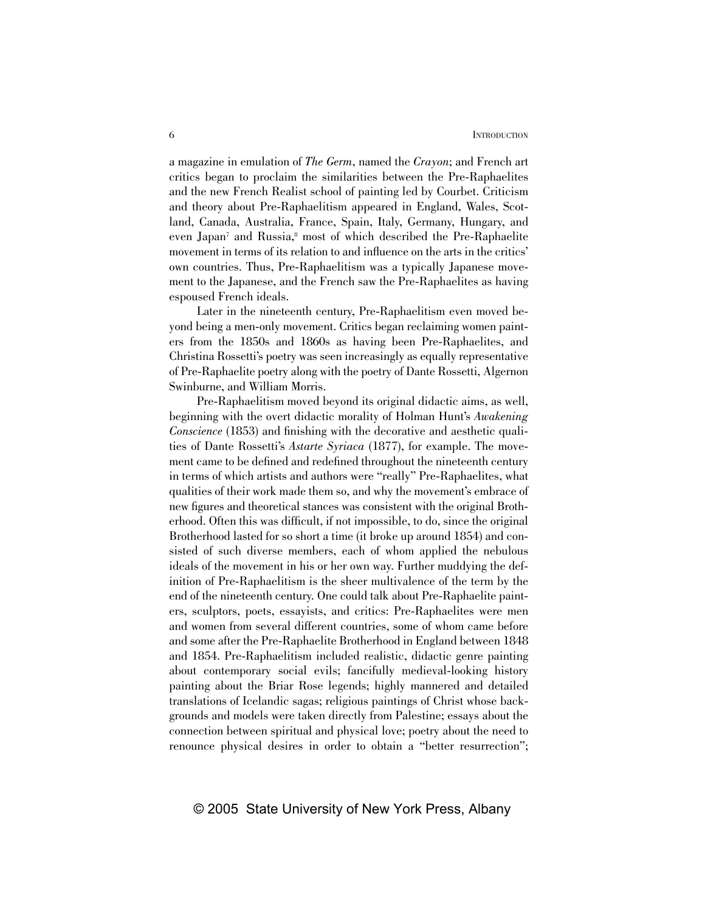a magazine in emulation of *The Germ*, named the *Crayon*; and French art critics began to proclaim the similarities between the Pre-Raphaelites and the new French Realist school of painting led by Courbet. Criticism and theory about Pre-Raphaelitism appeared in England, Wales, Scotland, Canada, Australia, France, Spain, Italy, Germany, Hungary, and even Japan[7] and Russia,[8] most of which described the Pre-Raphaelite movement in terms of its relation to and influence on the arts in the critics' own countries. Thus, Pre-Raphaelitism was a typically Japanese movement to the Japanese, and the French saw the Pre-Raphaelites as having espoused French ideals.

Later in the nineteenth century, Pre-Raphaelitism even moved beyond being a men-only movement. Critics began reclaiming women painters from the 1850s and 1860s as having been Pre-Raphaelites, and Christina Rossetti's poetry was seen increasingly as equally representative of Pre-Raphaelite poetry along with the poetry of Dante Rossetti, Algernon Swinburne, and William Morris.

Pre-Raphaelitism moved beyond its original didactic aims, as well, beginning with the overt didactic morality of Holman Hunt's *Awakening Conscience* (1853) and finishing with the decorative and aesthetic qualities of Dante Rossetti's *Astarte Syriaca* (1877), for example. The movement came to be defined and redefined throughout the nineteenth century in terms of which artists and authors were "really" Pre-Raphaelites, what qualities of their work made them so, and why the movement's embrace of new figures and theoretical stances was consistent with the original Brotherhood. Often this was difficult, if not impossible, to do, since the original Brotherhood lasted for so short a time (it broke up around 1854) and consisted of such diverse members, each of whom applied the nebulous ideals of the movement in his or her own way. Further muddying the definition of Pre-Raphaelitism is the sheer multivalence of the term by the end of the nineteenth century. One could talk about Pre-Raphaelite painters, sculptors, poets, essayists, and critics: Pre-Raphaelites were men and women from several different countries, some of whom came before and some after the Pre-Raphaelite Brotherhood in England between 1848 and 1854. Pre-Raphaelitism included realistic, didactic genre painting about contemporary social evils; fancifully medieval-looking history painting about the Briar Rose legends; highly mannered and detailed translations of Icelandic sagas; religious paintings of Christ whose backgrounds and models were taken directly from Palestine; essays about the connection between spiritual and physical love; poetry about the need to renounce physical desires in order to obtain a "better resurrection";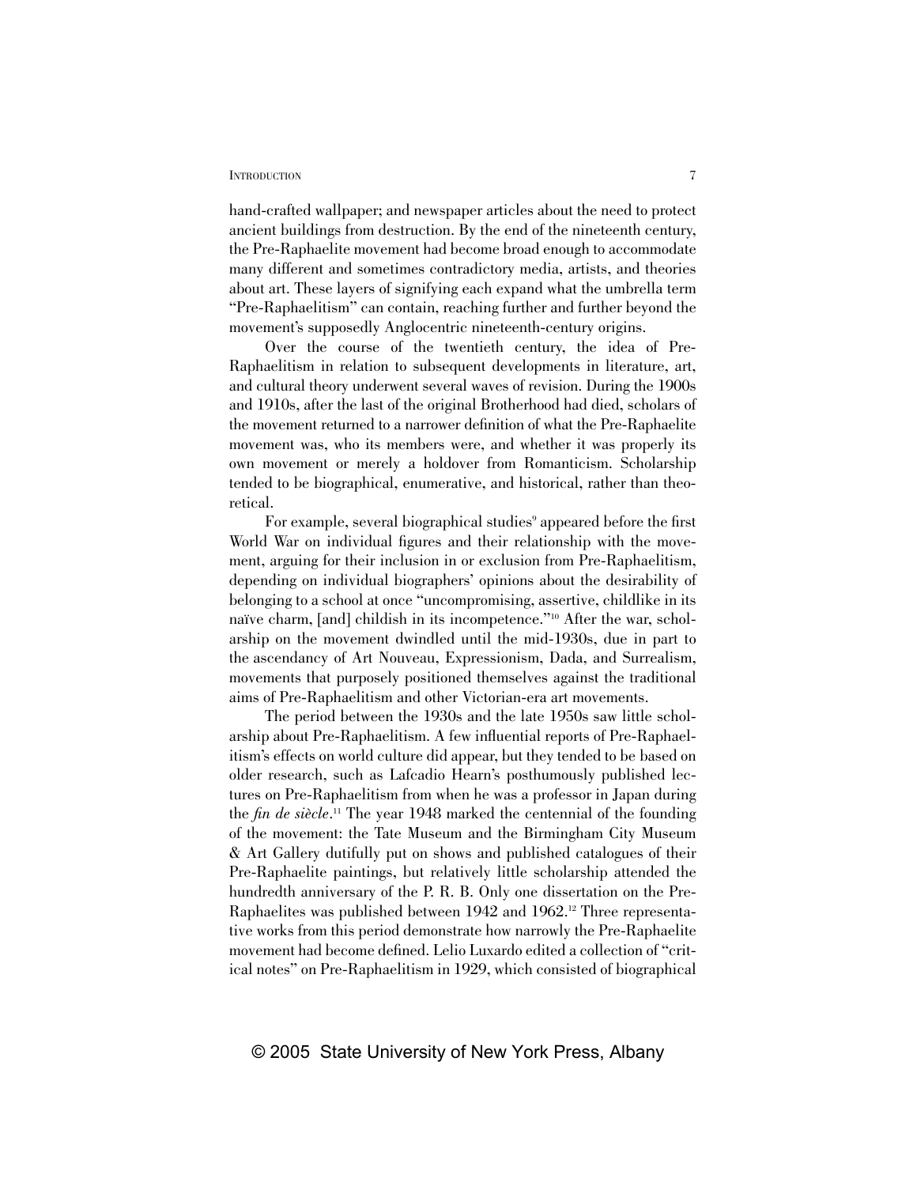hand-crafted wallpaper; and newspaper articles about the need to protect ancient buildings from destruction. By the end of the nineteenth century, the Pre-Raphaelite movement had become broad enough to accommodate many different and sometimes contradictory media, artists, and theories about art. These layers of signifying each expand what the umbrella term "Pre-Raphaelitism" can contain, reaching further and further beyond the movement's supposedly Anglocentric nineteenth-century origins.

Over the course of the twentieth century, the idea of Pre-Raphaelitism in relation to subsequent developments in literature, art, and cultural theory underwent several waves of revision. During the 1900s and 1910s, after the last of the original Brotherhood had died, scholars of the movement returned to a narrower definition of what the Pre-Raphaelite movement was, who its members were, and whether it was properly its own movement or merely a holdover from Romanticism. Scholarship tended to be biographical, enumerative, and historical, rather than theoretical.

For example, several biographical studies[9] appeared before the first World War on individual figures and their relationship with the movement, arguing for their inclusion in or exclusion from Pre-Raphaelitism, depending on individual biographers' opinions about the desirability of belonging to a school at once "uncompromising, assertive, childlike in its naïve charm, [and] childish in its incompetence."[10] After the war, scholarship on the movement dwindled until the mid-1930s, due in part to the ascendancy of Art Nouveau, Expressionism, Dada, and Surrealism, movements that purposely positioned themselves against the traditional aims of Pre-Raphaelitism and other Victorian-era art movements.

The period between the 1930s and the late 1950s saw little scholarship about Pre-Raphaelitism. A few influential reports of Pre-Raphaelitism's effects on world culture did appear, but they tended to be based on older research, such as Lafcadio Hearn's posthumously published lectures on Pre-Raphaelitism from when he was a professor in Japan during the *fin de siècle*.[11] The year 1948 marked the centennial of the founding of the movement: the Tate Museum and the Birmingham City Museum & Art Gallery dutifully put on shows and published catalogues of their Pre-Raphaelite paintings, but relatively little scholarship attended the hundredth anniversary of the P. R. B. Only one dissertation on the Pre-Raphaelites was published between 1942 and 1962.[12] Three representative works from this period demonstrate how narrowly the Pre-Raphaelite movement had become defined. Lelio Luxardo edited a collection of "critical notes" on Pre-Raphaelitism in 1929, which consisted of biographical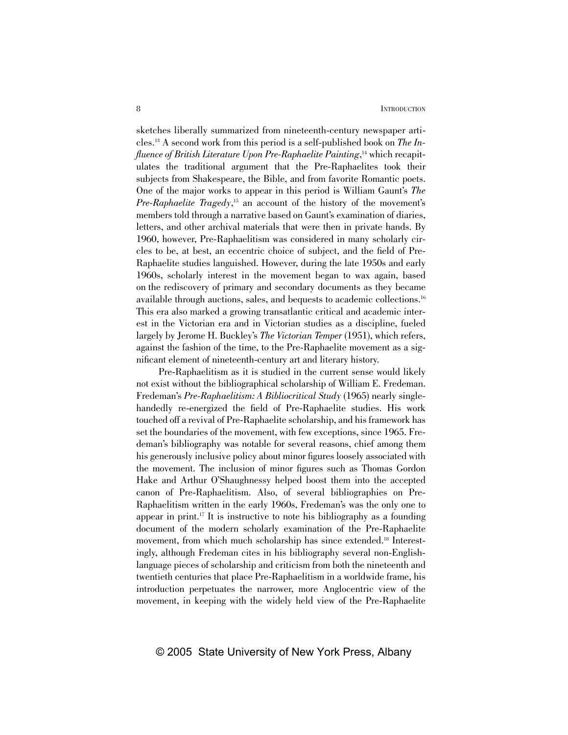sketches liberally summarized from nineteenth-century newspaper articles.[13] A second work from this period is a self-published book on *The Influence of British Literature Upon Pre-Raphaelite Painting*,[14] which recapitulates the traditional argument that the Pre-Raphaelites took their subjects from Shakespeare, the Bible, and from favorite Romantic poets. One of the major works to appear in this period is William Gaunt's *The Pre-Raphaelite Tragedy*,[15] an account of the history of the movement's members told through a narrative based on Gaunt's examination of diaries, letters, and other archival materials that were then in private hands. By 1960, however, Pre-Raphaelitism was considered in many scholarly circles to be, at best, an eccentric choice of subject, and the field of Pre-Raphaelite studies languished. However, during the late 1950s and early 1960s, scholarly interest in the movement began to wax again, based on the rediscovery of primary and secondary documents as they became available through auctions, sales, and bequests to academic collections.[16] This era also marked a growing transatlantic critical and academic interest in the Victorian era and in Victorian studies as a discipline, fueled largely by Jerome H. Buckley's *The Victorian Temper* (1951), which refers, against the fashion of the time, to the Pre-Raphaelite movement as a significant element of nineteenth-century art and literary history.

Pre-Raphaelitism as it is studied in the current sense would likely not exist without the bibliographical scholarship of William E. Fredeman. Fredeman's *Pre-Raphaelitism: A Bibliocritical Study* (1965) nearly single-handedly re-energized the field of Pre-Raphaelite studies. His work touched off a revival of Pre-Raphaelite scholarship, and his framework has set the boundaries of the movement, with few exceptions, since 1965. Fredeman's bibliography was notable for several reasons, chief among them his generously inclusive policy about minor figures loosely associated with the movement. The inclusion of minor figures such as Thomas Gordon Hake and Arthur O'Shaughnessy helped boost them into the accepted canon of Pre-Raphaelitism. Also, of several bibliographies on Pre-Raphaelitism written in the early 1960s, Fredeman's was the only one to appear in print.[17] It is instructive to note his bibliography as a founding document of the modern scholarly examination of the Pre-Raphaelite movement, from which much scholarship has since extended.[18] Interestingly, although Fredeman cites in his bibliography several non-English-language pieces of scholarship and criticism from both the nineteenth and twentieth centuries that place Pre-Raphaelitism in a worldwide frame, his introduction perpetuates the narrower, more Anglocentric view of the movement, in keeping with the widely held view of the Pre-Raphaelite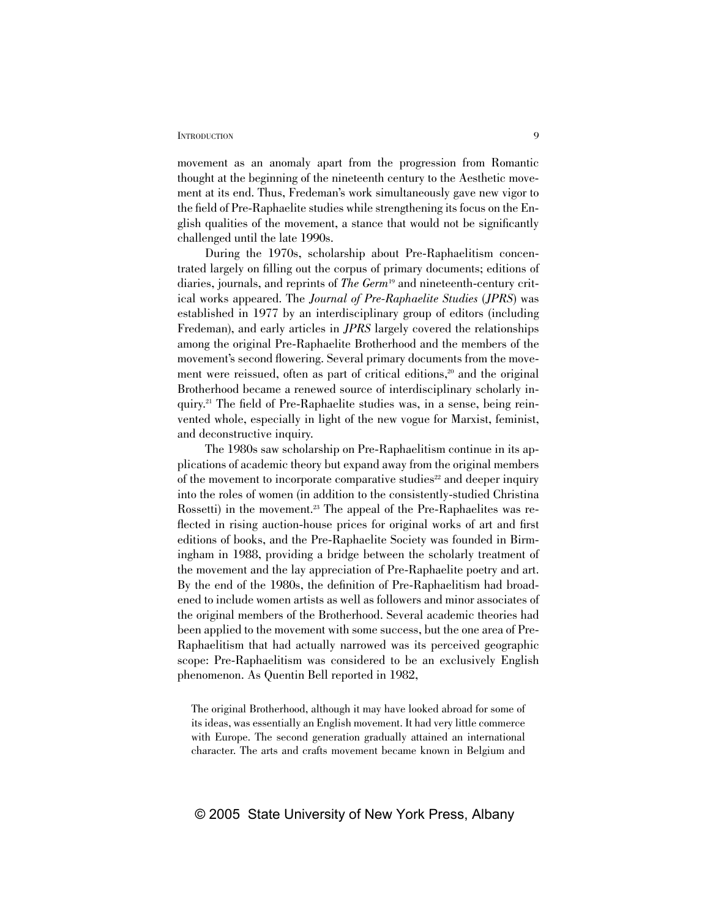movement as an anomaly apart from the progression from Romantic thought at the beginning of the nineteenth century to the Aesthetic movement at its end. Thus, Fredeman's work simultaneously gave new vigor to the field of Pre-Raphaelite studies while strengthening its focus on the English qualities of the movement, a stance that would not be significantly challenged until the late 1990s.

During the 1970s, scholarship about Pre-Raphaelitism concentrated largely on filling out the corpus of primary documents; editions of diaries, journals, and reprints of *The Germ*[19] and nineteenth-century critical works appeared. The *Journal of Pre-Raphaelite Studies* (*JPRS*) was established in 1977 by an interdisciplinary group of editors (including Fredeman), and early articles in *JPRS* largely covered the relationships among the original Pre-Raphaelite Brotherhood and the members of the movement's second flowering. Several primary documents from the movement were reissued, often as part of critical editions,[20] and the original Brotherhood became a renewed source of interdisciplinary scholarly inquiry.[21] The field of Pre-Raphaelite studies was, in a sense, being reinvented whole, especially in light of the new vogue for Marxist, feminist, and deconstructive inquiry.

The 1980s saw scholarship on Pre-Raphaelitism continue in its applications of academic theory but expand away from the original members of the movement to incorporate comparative studies[22] and deeper inquiry into the roles of women (in addition to the consistently-studied Christina Rossetti) in the movement.[23] The appeal of the Pre-Raphaelites was reflected in rising auction-house prices for original works of art and first editions of books, and the Pre-Raphaelite Society was founded in Birmingham in 1988, providing a bridge between the scholarly treatment of the movement and the lay appreciation of Pre-Raphaelite poetry and art. By the end of the 1980s, the definition of Pre-Raphaelitism had broadened to include women artists as well as followers and minor associates of the original members of the Brotherhood. Several academic theories had been applied to the movement with some success, but the one area of Pre-Raphaelitism that had actually narrowed was its perceived geographic scope: Pre-Raphaelitism was considered to be an exclusively English phenomenon. As Quentin Bell reported in 1982,

> The original Brotherhood, although it may have looked abroad for some of its ideas, was essentially an English movement. It had very little commerce with Europe. The second generation gradually attained an international character. The arts and crafts movement became known in Belgium and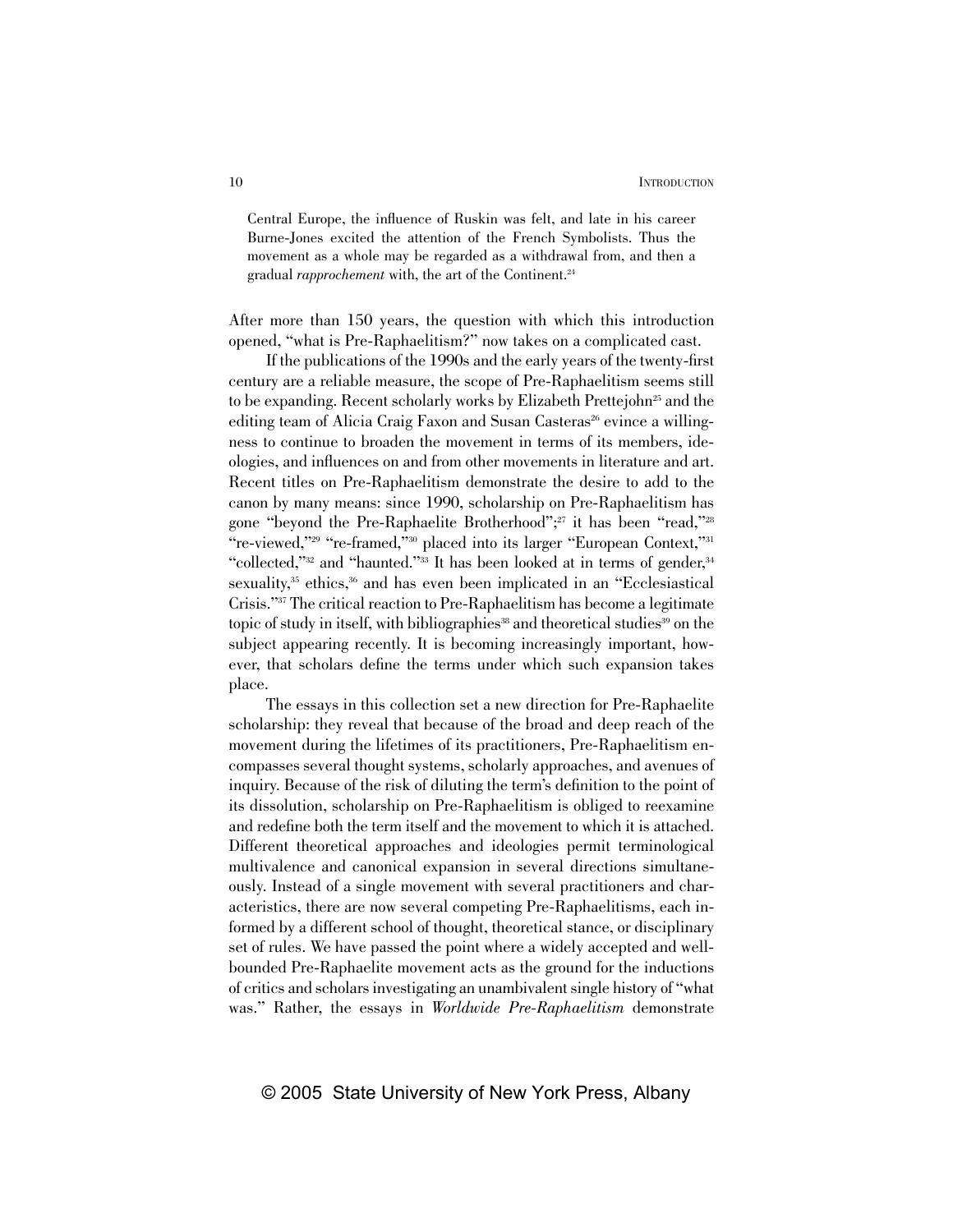> Central Europe, the influence of Ruskin was felt, and late in his career Burne-Jones excited the attention of the French Symbolists. Thus the movement as a whole may be regarded as a withdrawal from, and then a gradual *rapprochement* with, the art of the Continent.[24]

After more than 150 years, the question with which this introduction opened, "what is Pre-Raphaelitism?" now takes on a complicated cast.

If the publications of the 1990s and the early years of the twenty-first century are a reliable measure, the scope of Pre-Raphaelitism seems still to be expanding. Recent scholarly works by Elizabeth Prettejohn[25] and the editing team of Alicia Craig Faxon and Susan Casteras[26] evince a willingness to continue to broaden the movement in terms of its members, ideologies, and influences on and from other movements in literature and art. Recent titles on Pre-Raphaelitism demonstrate the desire to add to the canon by many means: since 1990, scholarship on Pre-Raphaelitism has gone "beyond the Pre-Raphaelite Brotherhood";[27] it has been "read,"[28] "re-viewed,"[29] "re-framed,"[30] placed into its larger "European Context,"[31] "collected,"[32] and "haunted."[33] It has been looked at in terms of gender,[34] sexuality,[35] ethics,[36] and has even been implicated in an "Ecclesiastical Crisis."[37] The critical reaction to Pre-Raphaelitism has become a legitimate topic of study in itself, with bibliographies[38] and theoretical studies[39] on the subject appearing recently. It is becoming increasingly important, however, that scholars define the terms under which such expansion takes place.

The essays in this collection set a new direction for Pre-Raphaelite scholarship: they reveal that because of the broad and deep reach of the movement during the lifetimes of its practitioners, Pre-Raphaelitism encompasses several thought systems, scholarly approaches, and avenues of inquiry. Because of the risk of diluting the term's definition to the point of its dissolution, scholarship on Pre-Raphaelitism is obliged to reexamine and redefine both the term itself and the movement to which it is attached. Different theoretical approaches and ideologies permit terminological multivalence and canonical expansion in several directions simultaneously. Instead of a single movement with several practitioners and characteristics, there are now several competing Pre-Raphaelitisms, each informed by a different school of thought, theoretical stance, or disciplinary set of rules. We have passed the point where a widely accepted and well-bounded Pre-Raphaelite movement acts as the ground for the inductions of critics and scholars investigating an unambivalent single history of "what was." Rather, the essays in *Worldwide Pre-Raphaelitism* demonstrate

© 2005 State University of New York Press, Albany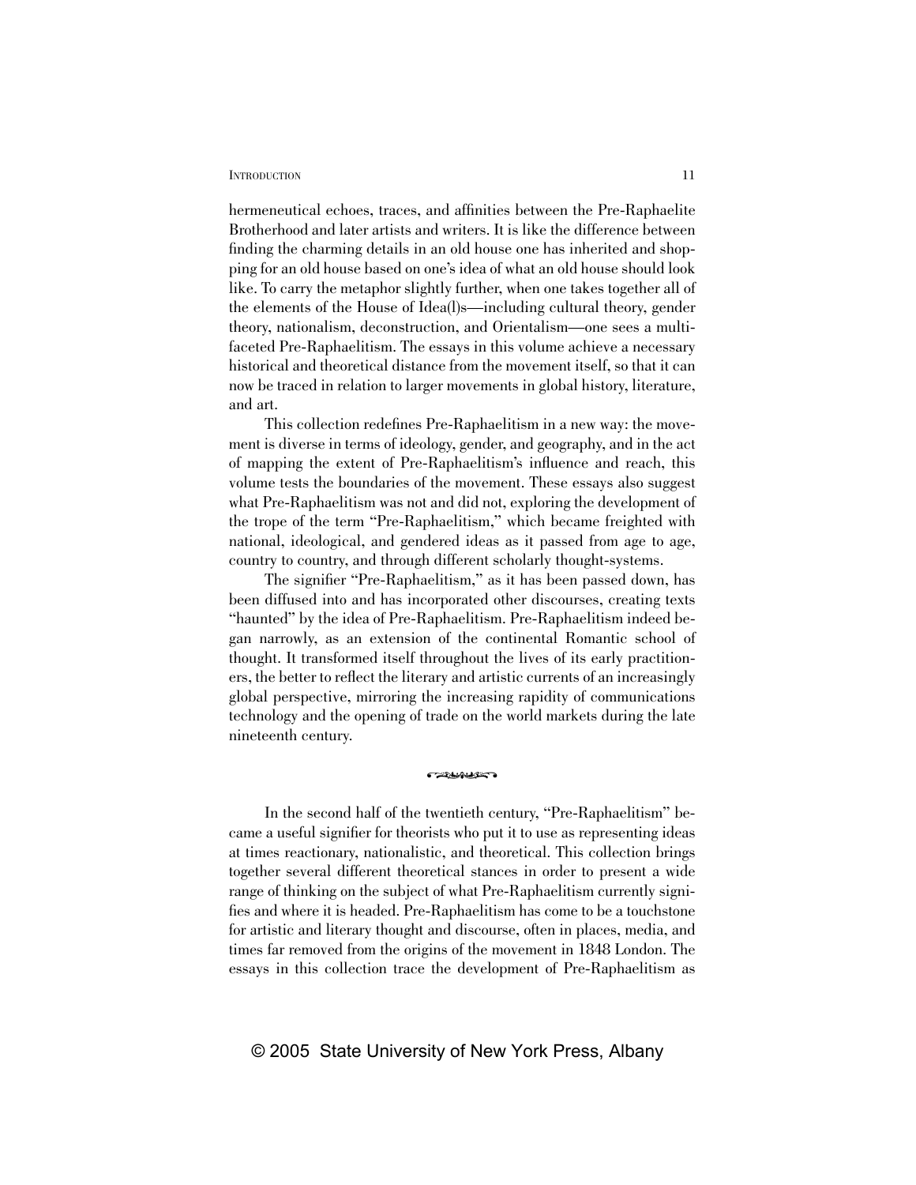hermeneutical echoes, traces, and affinities between the Pre-Raphaelite Brotherhood and later artists and writers. It is like the difference between finding the charming details in an old house one has inherited and shopping for an old house based on one's idea of what an old house should look like. To carry the metaphor slightly further, when one takes together all of the elements of the House of Idea(l)s—including cultural theory, gender theory, nationalism, deconstruction, and Orientalism—one sees a multifaceted Pre-Raphaelitism. The essays in this volume achieve a necessary historical and theoretical distance from the movement itself, so that it can now be traced in relation to larger movements in global history, literature, and art.

This collection redefines Pre-Raphaelitism in a new way: the movement is diverse in terms of ideology, gender, and geography, and in the act of mapping the extent of Pre-Raphaelitism's influence and reach, this volume tests the boundaries of the movement. These essays also suggest what Pre-Raphaelitism was not and did not, exploring the development of the trope of the term "Pre-Raphaelitism," which became freighted with national, ideological, and gendered ideas as it passed from age to age, country to country, and through different scholarly thought-systems.

The signifier "Pre-Raphaelitism," as it has been passed down, has been diffused into and has incorporated other discourses, creating texts "haunted" by the idea of Pre-Raphaelitism. Pre-Raphaelitism indeed began narrowly, as an extension of the continental Romantic school of thought. It transformed itself throughout the lives of its early practitioners, the better to reflect the literary and artistic currents of an increasingly global perspective, mirroring the increasing rapidity of communications technology and the opening of trade on the world markets during the late nineteenth century.

In the second half of the twentieth century, "Pre-Raphaelitism" became a useful signifier for theorists who put it to use as representing ideas at times reactionary, nationalistic, and theoretical. This collection brings together several different theoretical stances in order to present a wide range of thinking on the subject of what Pre-Raphaelitism currently signifies and where it is headed. Pre-Raphaelitism has come to be a touchstone for artistic and literary thought and discourse, often in places, media, and times far removed from the origins of the movement in 1848 London. The essays in this collection trace the development of Pre-Raphaelitism as

© 2005 State University of New York Press, Albany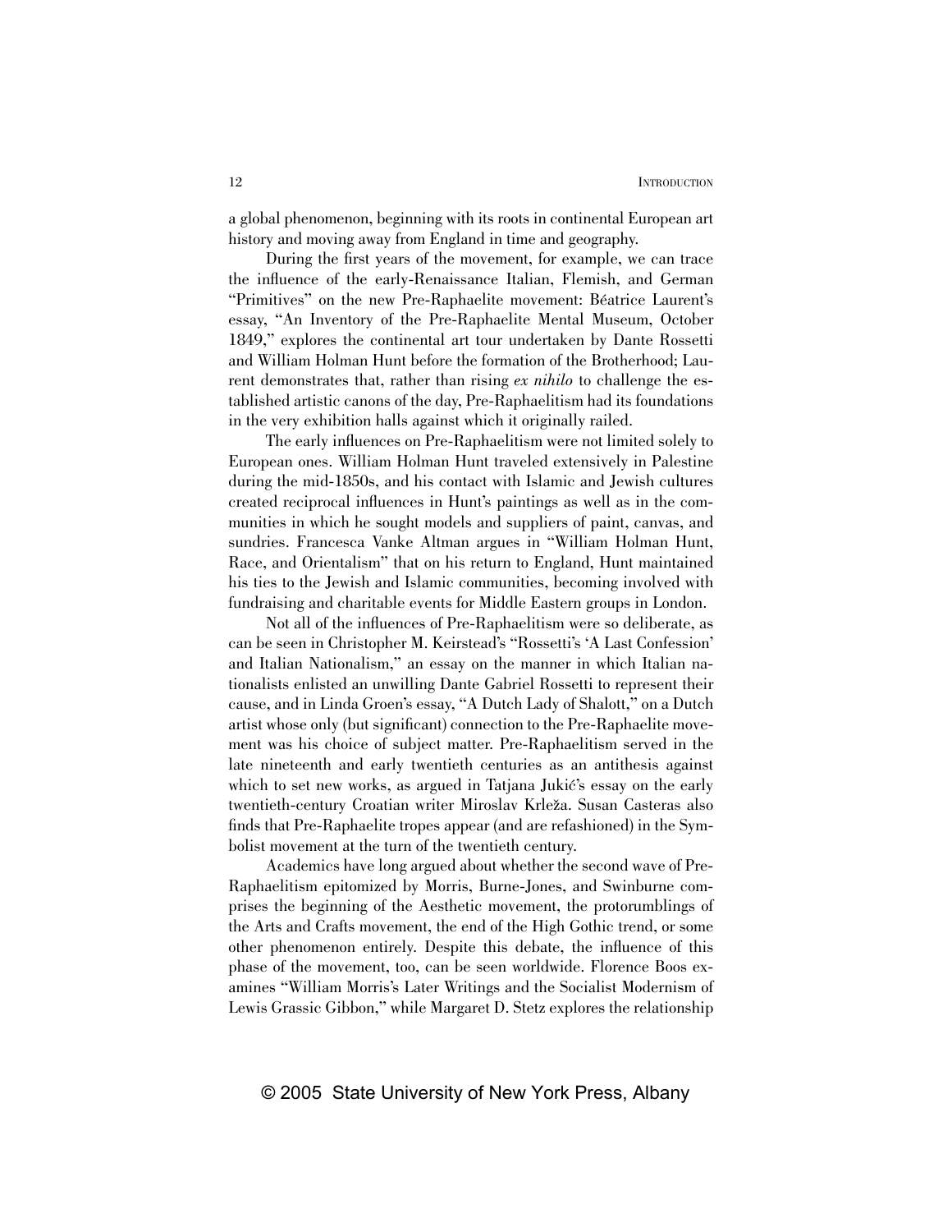a global phenomenon, beginning with its roots in continental European art history and moving away from England in time and geography.

During the first years of the movement, for example, we can trace the influence of the early-Renaissance Italian, Flemish, and German "Primitives" on the new Pre-Raphaelite movement: Béatrice Laurent's essay, "An Inventory of the Pre-Raphaelite Mental Museum, October 1849," explores the continental art tour undertaken by Dante Rossetti and William Holman Hunt before the formation of the Brotherhood; Laurent demonstrates that, rather than rising *ex nihilo* to challenge the established artistic canons of the day, Pre-Raphaelitism had its foundations in the very exhibition halls against which it originally railed.

The early influences on Pre-Raphaelitism were not limited solely to European ones. William Holman Hunt traveled extensively in Palestine during the mid-1850s, and his contact with Islamic and Jewish cultures created reciprocal influences in Hunt's paintings as well as in the communities in which he sought models and suppliers of paint, canvas, and sundries. Francesca Vanke Altman argues in "William Holman Hunt, Race, and Orientalism" that on his return to England, Hunt maintained his ties to the Jewish and Islamic communities, becoming involved with fundraising and charitable events for Middle Eastern groups in London.

Not all of the influences of Pre-Raphaelitism were so deliberate, as can be seen in Christopher M. Keirstead's "Rossetti's 'A Last Confession' and Italian Nationalism," an essay on the manner in which Italian nationalists enlisted an unwilling Dante Gabriel Rossetti to represent their cause, and in Linda Groen's essay, "A Dutch Lady of Shalott," on a Dutch artist whose only (but significant) connection to the Pre-Raphaelite movement was his choice of subject matter. Pre-Raphaelitism served in the late nineteenth and early twentieth centuries as an antithesis against which to set new works, as argued in Tatjana Jukić's essay on the early twentieth-century Croatian writer Miroslav Krleža. Susan Casteras also finds that Pre-Raphaelite tropes appear (and are refashioned) in the Symbolist movement at the turn of the twentieth century.

Academics have long argued about whether the second wave of Pre-Raphaelitism epitomized by Morris, Burne-Jones, and Swinburne comprises the beginning of the Aesthetic movement, the protorumblings of the Arts and Crafts movement, the end of the High Gothic trend, or some other phenomenon entirely. Despite this debate, the influence of this phase of the movement, too, can be seen worldwide. Florence Boos examines "William Morris's Later Writings and the Socialist Modernism of Lewis Grassic Gibbon," while Margaret D. Stetz explores the relationship

© 2005 State University of New York Press, Albany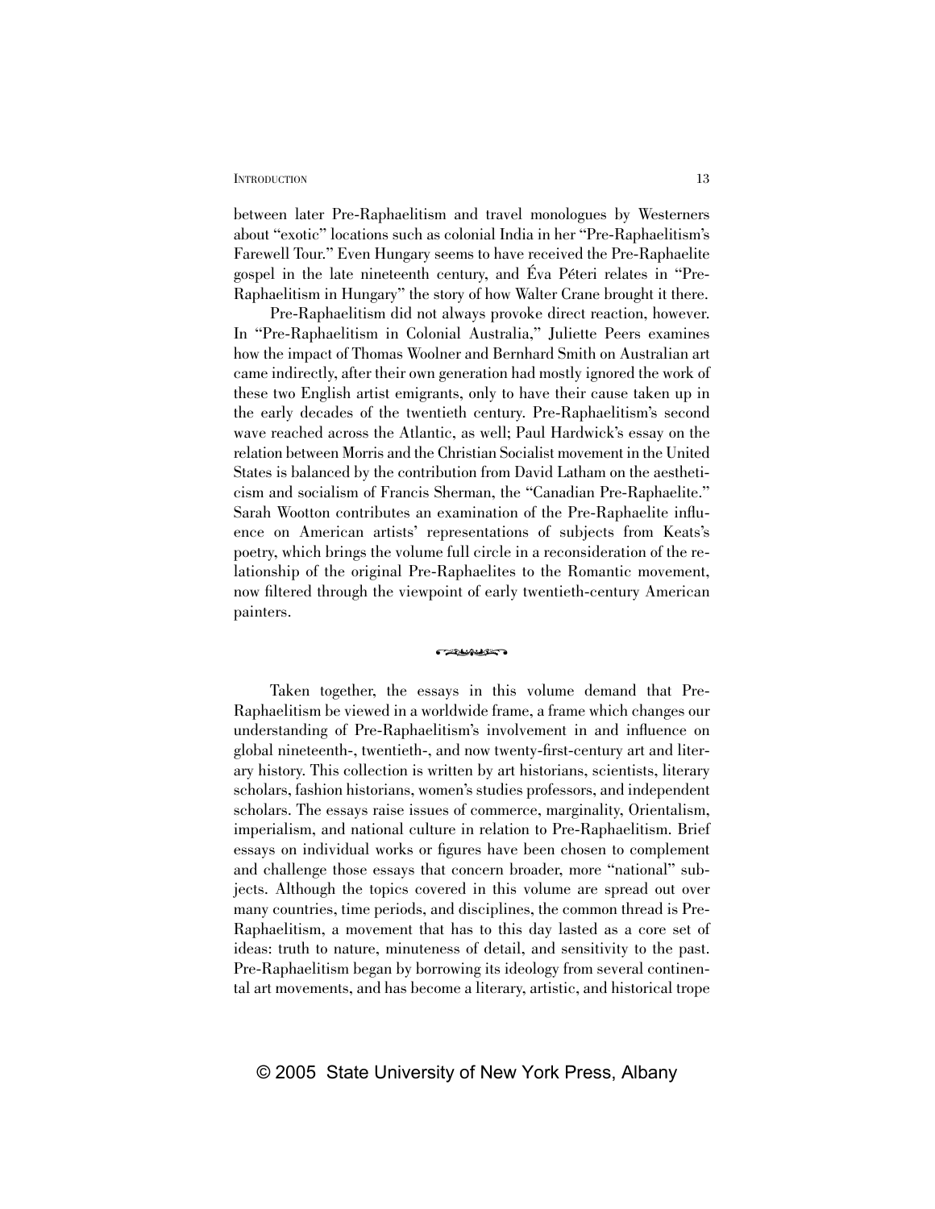between later Pre-Raphaelitism and travel monologues by Westerners about "exotic" locations such as colonial India in her "Pre-Raphaelitism's Farewell Tour." Even Hungary seems to have received the Pre-Raphaelite gospel in the late nineteenth century, and Éva Péteri relates in "Pre-Raphaelitism in Hungary" the story of how Walter Crane brought it there.

Pre-Raphaelitism did not always provoke direct reaction, however. In "Pre-Raphaelitism in Colonial Australia," Juliette Peers examines how the impact of Thomas Woolner and Bernhard Smith on Australian art came indirectly, after their own generation had mostly ignored the work of these two English artist emigrants, only to have their cause taken up in the early decades of the twentieth century. Pre-Raphaelitism's second wave reached across the Atlantic, as well; Paul Hardwick's essay on the relation between Morris and the Christian Socialist movement in the United States is balanced by the contribution from David Latham on the aestheticism and socialism of Francis Sherman, the "Canadian Pre-Raphaelite." Sarah Wootton contributes an examination of the Pre-Raphaelite influence on American artists' representations of subjects from Keats's poetry, which brings the volume full circle in a reconsideration of the relationship of the original Pre-Raphaelites to the Romantic movement, now filtered through the viewpoint of early twentieth-century American painters.

Taken together, the essays in this volume demand that Pre-Raphaelitism be viewed in a worldwide frame, a frame which changes our understanding of Pre-Raphaelitism's involvement in and influence on global nineteenth-, twentieth-, and now twenty-first-century art and literary history. This collection is written by art historians, scientists, literary scholars, fashion historians, women's studies professors, and independent scholars. The essays raise issues of commerce, marginality, Orientalism, imperialism, and national culture in relation to Pre-Raphaelitism. Brief essays on individual works or figures have been chosen to complement and challenge those essays that concern broader, more "national" subjects. Although the topics covered in this volume are spread out over many countries, time periods, and disciplines, the common thread is Pre-Raphaelitism, a movement that has to this day lasted as a core set of ideas: truth to nature, minuteness of detail, and sensitivity to the past. Pre-Raphaelitism began by borrowing its ideology from several continental art movements, and has become a literary, artistic, and historical trope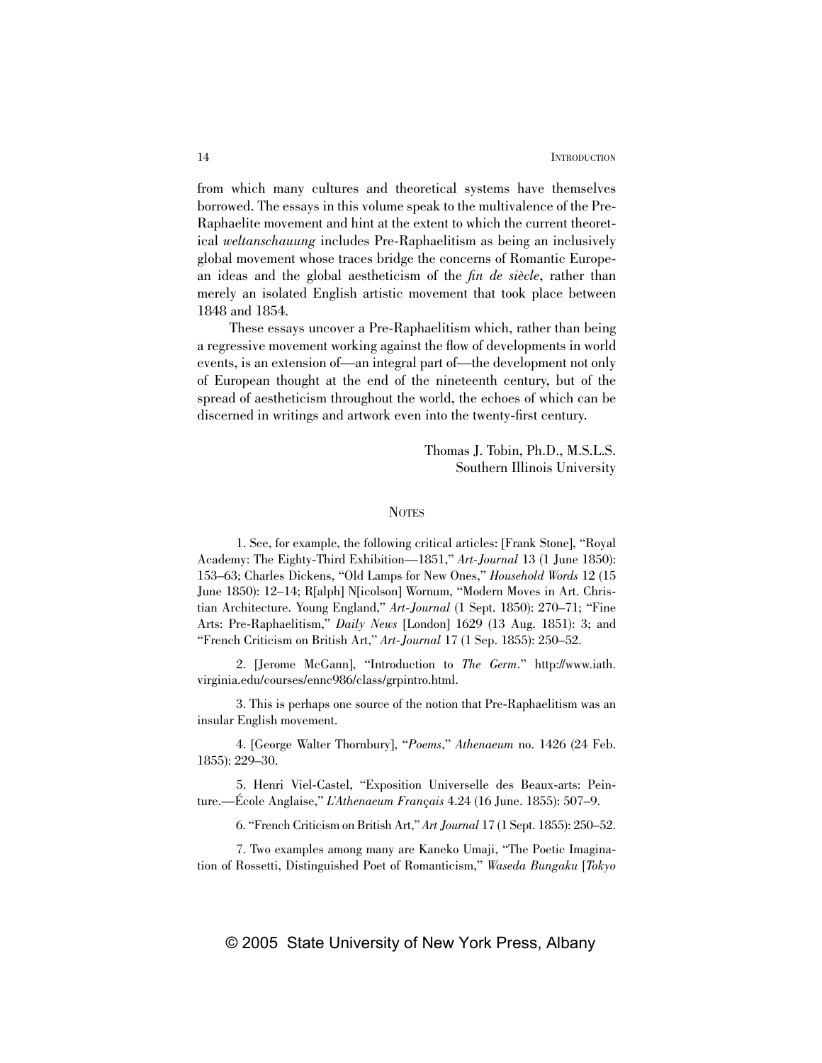from which many cultures and theoretical systems have themselves borrowed. The essays in this volume speak to the multivalence of the Pre-Raphaelite movement and hint at the extent to which the current theoretical *weltanschauung* includes Pre-Raphaelitism as being an inclusively global movement whose traces bridge the concerns of Romantic European ideas and the global aestheticism of the *fin de siècle*, rather than merely an isolated English artistic movement that took place between 1848 and 1854.

These essays uncover a Pre-Raphaelitism which, rather than being a regressive movement working against the flow of developments in world events, is an extension of—an integral part of—the development not only of European thought at the end of the nineteenth century, but of the spread of aestheticism throughout the world, the echoes of which can be discerned in writings and artwork even into the twenty-first century.

Thomas J. Tobin, Ph.D., M.S.L.S.
Southern Illinois University

## Notes

1. See, for example, the following critical articles: [Frank Stone], "Royal Academy: The Eighty-Third Exhibition—1851," *Art-Journal* 13 (1 June 1850): 153–63; Charles Dickens, "Old Lamps for New Ones," *Household Words* 12 (15 June 1850): 12–14; R[alph] N[icolson] Wornum, "Modern Moves in Art. Christian Architecture. Young England," *Art-Journal* (1 Sept. 1850): 270–71; "Fine Arts: Pre-Raphaelitism," *Daily News* [London] 1629 (13 Aug. 1851): 3; and "French Criticism on British Art," *Art-Journal* 17 (1 Sep. 1855): 250–52.

2. [Jerome McGann], "Introduction to *The Germ*." http://www.iath.virginia.edu/courses/ennc986/class/grpintro.html.

3. This is perhaps one source of the notion that Pre-Raphaelitism was an insular English movement.

4. [George Walter Thornbury], "*Poems*," *Athenaeum* no. 1426 (24 Feb. 1855): 229–30.

5. Henri Viel-Castel, "Exposition Universelle des Beaux-arts: Peinture.—École Anglaise," *L'Athenaeum Français* 4.24 (16 June. 1855): 507–9.

6. "French Criticism on British Art," *Art Journal* 17 (1 Sept. 1855): 250–52.

7. Two examples among many are Kaneko Umaji, "The Poetic Imagination of Rossetti, Distinguished Poet of Romanticism," *Waseda Bungaku* [*Tokyo*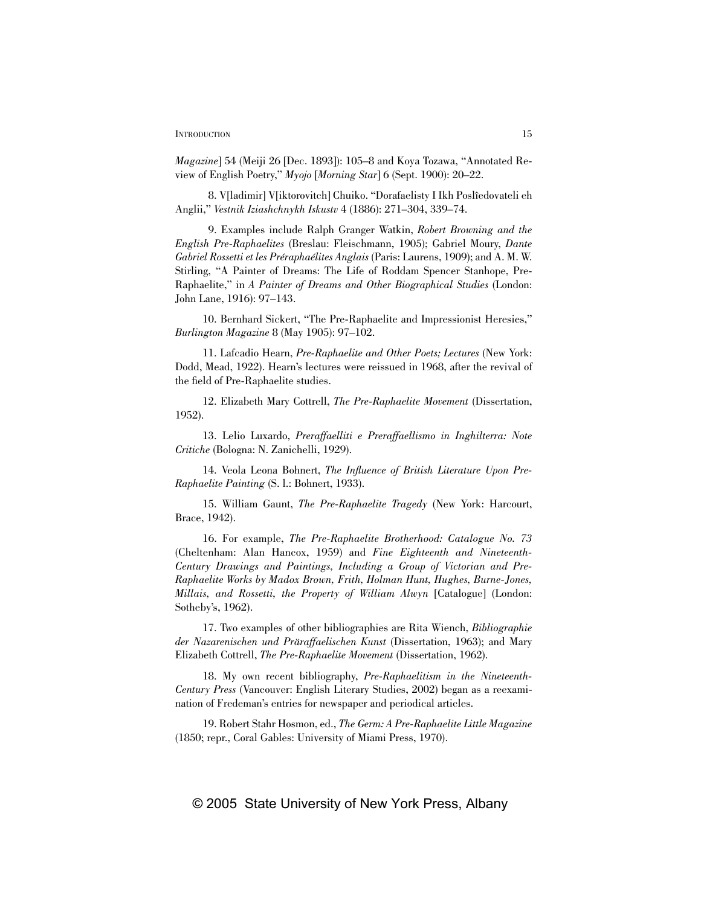*Magazine*] 54 (Meiji 26 [Dec. 1893]): 105–8 and Koya Tozawa, "Annotated Review of English Poetry," *Myojo* [*Morning Star*] 6 (Sept. 1900): 20–22.

8. V[ladimir] V[iktorovitch] Chuiko. "Dorafaelisty I Ikh Poslîedovateli eh Anglii," *Vestnik Iziashchnykh Iskustv* 4 (1886): 271–304, 339–74.

9. Examples include Ralph Granger Watkin, *Robert Browning and the English Pre-Raphaelites* (Breslau: Fleischmann, 1905); Gabriel Moury, *Dante Gabriel Rossetti et les Préraphaélites Anglais* (Paris: Laurens, 1909); and A. M. W. Stirling, "A Painter of Dreams: The Life of Roddam Spencer Stanhope, Pre-Raphaelite," in *A Painter of Dreams and Other Biographical Studies* (London: John Lane, 1916): 97–143.

10. Bernhard Sickert, "The Pre-Raphaelite and Impressionist Heresies," *Burlington Magazine* 8 (May 1905): 97–102.

11. Lafcadio Hearn, *Pre-Raphaelite and Other Poets; Lectures* (New York: Dodd, Mead, 1922). Hearn's lectures were reissued in 1968, after the revival of the field of Pre-Raphaelite studies.

12. Elizabeth Mary Cottrell, *The Pre-Raphaelite Movement* (Dissertation, 1952).

13. Lelio Luxardo, *Preraffaelliti e Preraffaellismo in Inghilterra: Note Critiche* (Bologna: N. Zanichelli, 1929).

14. Veola Leona Bohnert, *The Influence of British Literature Upon Pre-Raphaelite Painting* (S. l.: Bohnert, 1933).

15. William Gaunt, *The Pre-Raphaelite Tragedy* (New York: Harcourt, Brace, 1942).

16. For example, *The Pre-Raphaelite Brotherhood: Catalogue No. 73* (Cheltenham: Alan Hancox, 1959) and *Fine Eighteenth and Nineteenth-Century Drawings and Paintings, Including a Group of Victorian and Pre-Raphaelite Works by Madox Brown, Frith, Holman Hunt, Hughes, Burne-Jones, Millais, and Rossetti, the Property of William Alwyn* [Catalogue] (London: Sotheby's, 1962).

17. Two examples of other bibliographies are Rita Wiench, *Bibliographie der Nazarenischen und Präraffaelischen Kunst* (Dissertation, 1963); and Mary Elizabeth Cottrell, *The Pre-Raphaelite Movement* (Dissertation, 1962).

18. My own recent bibliography, *Pre-Raphaelitism in the Nineteenth-Century Press* (Vancouver: English Literary Studies, 2002) began as a reexamination of Fredeman's entries for newspaper and periodical articles.

19. Robert Stahr Hosmon, ed., *The Germ: A Pre-Raphaelite Little Magazine* (1850; repr., Coral Gables: University of Miami Press, 1970).

© 2005 State University of New York Press, Albany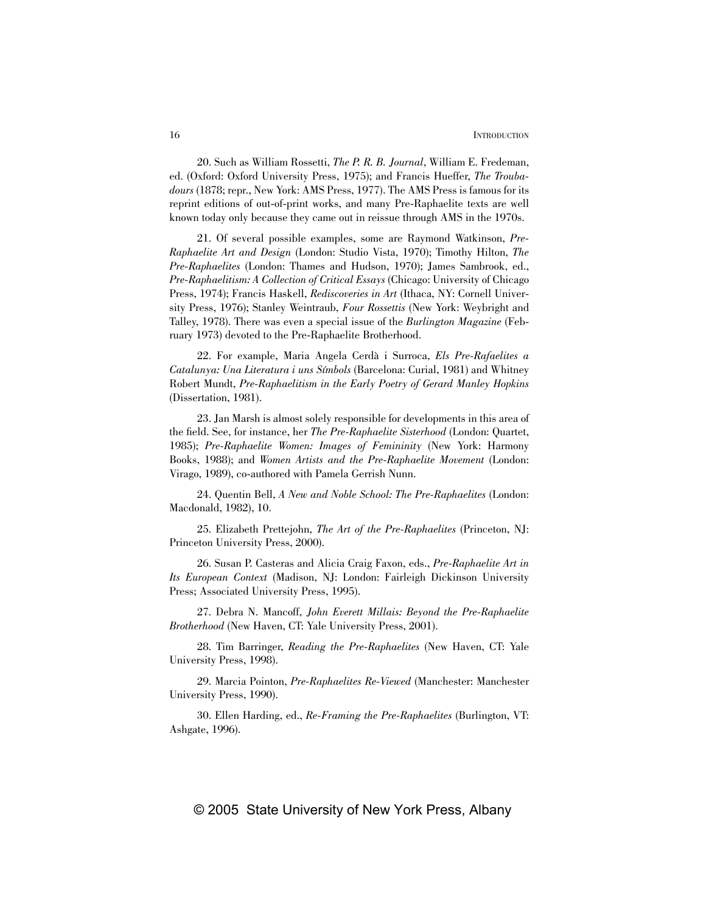20. Such as William Rossetti, *The P. R. B. Journal*, William E. Fredeman, ed. (Oxford: Oxford University Press, 1975); and Francis Hueffer, *The Troubadours* (1878; repr., New York: AMS Press, 1977). The AMS Press is famous for its reprint editions of out-of-print works, and many Pre-Raphaelite texts are well known today only because they came out in reissue through AMS in the 1970s.

21. Of several possible examples, some are Raymond Watkinson, *Pre-Raphaelite Art and Design* (London: Studio Vista, 1970); Timothy Hilton, *The Pre-Raphaelites* (London: Thames and Hudson, 1970); James Sambrook, ed., *Pre-Raphaelitism: A Collection of Critical Essays* (Chicago: University of Chicago Press, 1974); Francis Haskell, *Rediscoveries in Art* (Ithaca, NY: Cornell University Press, 1976); Stanley Weintraub, *Four Rossettis* (New York: Weybright and Talley, 1978). There was even a special issue of the *Burlington Magazine* (February 1973) devoted to the Pre-Raphaelite Brotherhood.

22. For example, Maria Angela Cerdà i Surroca, *Els Pre-Rafaelites a Catalunya: Una Literatura i uns Símbols* (Barcelona: Curial, 1981) and Whitney Robert Mundt, *Pre-Raphaelitism in the Early Poetry of Gerard Manley Hopkins* (Dissertation, 1981).

23. Jan Marsh is almost solely responsible for developments in this area of the field. See, for instance, her *The Pre-Raphaelite Sisterhood* (London: Quartet, 1985); *Pre-Raphaelite Women: Images of Femininity* (New York: Harmony Books, 1988); and *Women Artists and the Pre-Raphaelite Movement* (London: Virago, 1989), co-authored with Pamela Gerrish Nunn.

24. Quentin Bell, *A New and Noble School: The Pre-Raphaelites* (London: Macdonald, 1982), 10.

25. Elizabeth Prettejohn, *The Art of the Pre-Raphaelites* (Princeton, NJ: Princeton University Press, 2000).

26. Susan P. Casteras and Alicia Craig Faxon, eds., *Pre-Raphaelite Art in Its European Context* (Madison, NJ: London: Fairleigh Dickinson University Press; Associated University Press, 1995).

27. Debra N. Mancoff, *John Everett Millais: Beyond the Pre-Raphaelite Brotherhood* (New Haven, CT: Yale University Press, 2001).

28. Tim Barringer, *Reading the Pre-Raphaelites* (New Haven, CT: Yale University Press, 1998).

29. Marcia Pointon, *Pre-Raphaelites Re-Viewed* (Manchester: Manchester University Press, 1990).

30. Ellen Harding, ed., *Re-Framing the Pre-Raphaelites* (Burlington, VT: Ashgate, 1996).

© 2005 State University of New York Press, Albany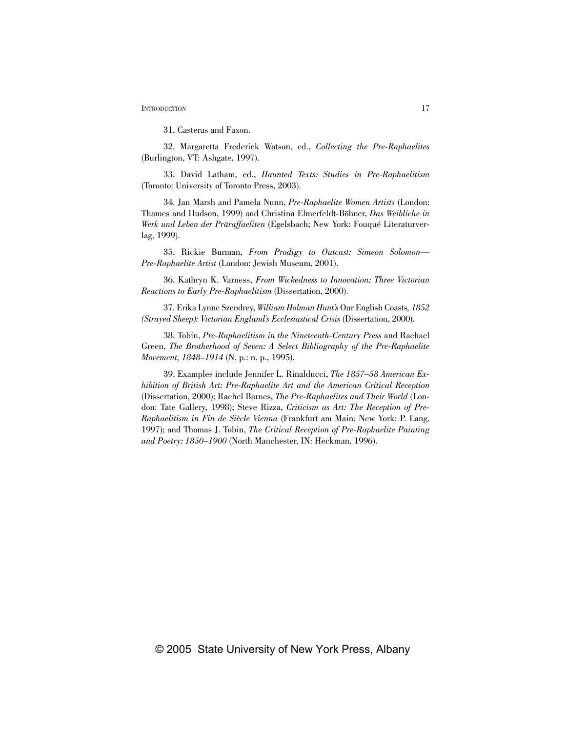31. Casteras and Faxon.

32. Margaretta Frederick Watson, ed., *Collecting the Pre-Raphaelites* (Burlington, VT: Ashgate, 1997).

33. David Latham, ed., *Haunted Texts: Studies in Pre-Raphaelitism* (Toronto: University of Toronto Press, 2003).

34. Jan Marsh and Pamela Nunn, *Pre-Raphaelite Women Artists* (London: Thames and Hudson, 1999) and Christina Elmerfeldt-Böhner, *Das Weibliche in Werk und Leben der Präraffaeliten* (Egelsbach; New York: Fouqué Literaturverlag, 1999).

35. Rickie Burman, *From Prodigy to Outcast: Simeon Solomon—Pre-Raphaelite Artist* (London: Jewish Museum, 2001).

36. Kathryn K. Varness, *From Wickedness to Innovation: Three Victorian Reactions to Early Pre-Raphaelitism* (Dissertation, 2000).

37. Erika Lynne Szendrey, *William Holman Hunt's* Our English Coasts, *1852 (Strayed Sheep): Victorian England's Ecclesiastical Crisis* (Dissertation, 2000).

38. Tobin, *Pre-Raphaelitism in the Nineteenth-Century Press* and Rachael Green, *The Brotherhood of Seven: A Select Bibliography of the Pre-Raphaelite Movement, 1848–1914* (N. p.: n. p., 1995).

39. Examples include Jennifer L. Rinalducci, *The 1857–58 American Exhibition of British Art: Pre-Raphaelite Art and the American Critical Reception* (Dissertation, 2000); Rachel Barnes, *The Pre-Raphaelites and Their World* (London: Tate Gallery, 1998); Steve Rizza, *Criticism as Art: The Reception of Pre-Raphaelitism in Fin de Siècle Vienna* (Frankfurt am Main; New York: P. Lang, 1997); and Thomas J. Tobin, *The Critical Reception of Pre-Raphaelite Painting and Poetry: 1850–1900* (North Manchester, IN: Heckman, 1996).

© 2005 State University of New York Press, Albany